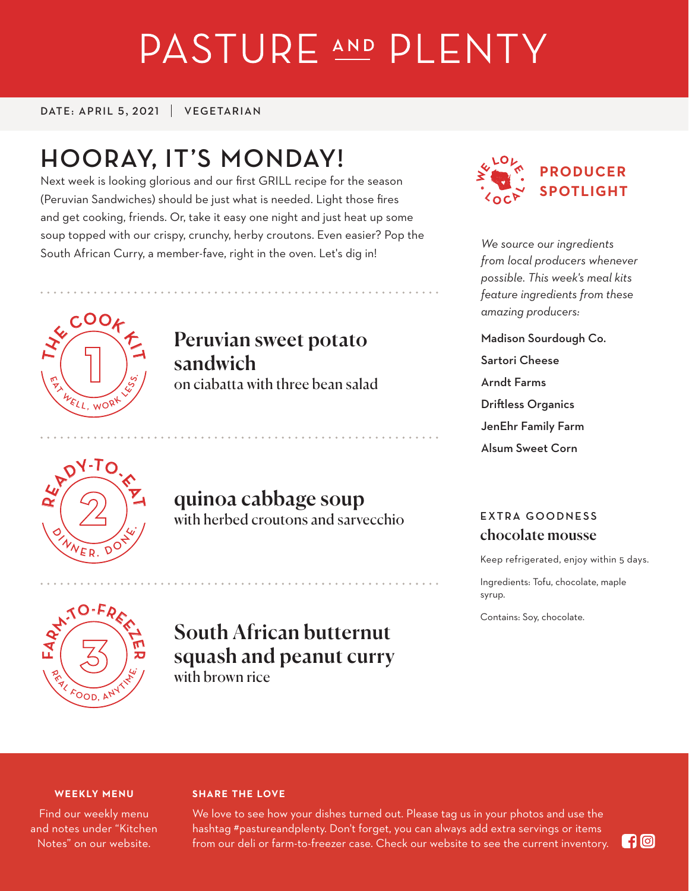# PASTURE AND PLENTY

DATE: APRIL 5, 2021 | VEGETARIAN

## HOORAY, IT'S MONDAY!

Next week is looking glorious and our first GRILL recipe for the season (Peruvian Sandwiches) should be just what is needed. Light those fires and get cooking, friends. Or, take it easy one night and just heat up some soup topped with our crispy, crunchy, herby croutons. Even easier? Pop the South African Curry, a member-fave, right in the oven. Let's dig in!

THE COOK KIT 1 — EAT WELL, WORK LESS.

### Peruvian sweet potato sandwich

on ciabatta with three bean salad

READY-TO-EAT 2 — DINNER. DONE.

### quinoa cabbage soup

with herbed croutons and sarvecchio

FARM-TO-FREEZER 3 — REAL FOOD, ANYTIME.

### South African butternut squash and peanut curry

with brown rice

WE LOVE LOCAL

## PRODUCER SPOTLIGHT

*We source our ingredients from local producers whenever possible. This week's meal kits feature ingredients from these amazing producers:*

- Madison Sourdough Co.
- Sartori Cheese
- Arndt Farms
- Driftless Organics
- JenEhr Family Farm
- Alsum Sweet Corn

EXTRA GOODNESS

### chocolate mousse

Keep refrigerated, enjoy within 5 days.

Ingredients: Tofu, chocolate, maple syrup.

Contains: Soy, chocolate.

**WEEKLY MENU**

Find our weekly menu and notes under "Kitchen Notes" on our website.

**SHARE THE LOVE**

We love to see how your dishes turned out. Please tag us in your photos and use the hashtag #pastureandplenty. Don't forget, you can always add extra servings or items from our deli or farm-to-freezer case. Check our website to see the current inventory.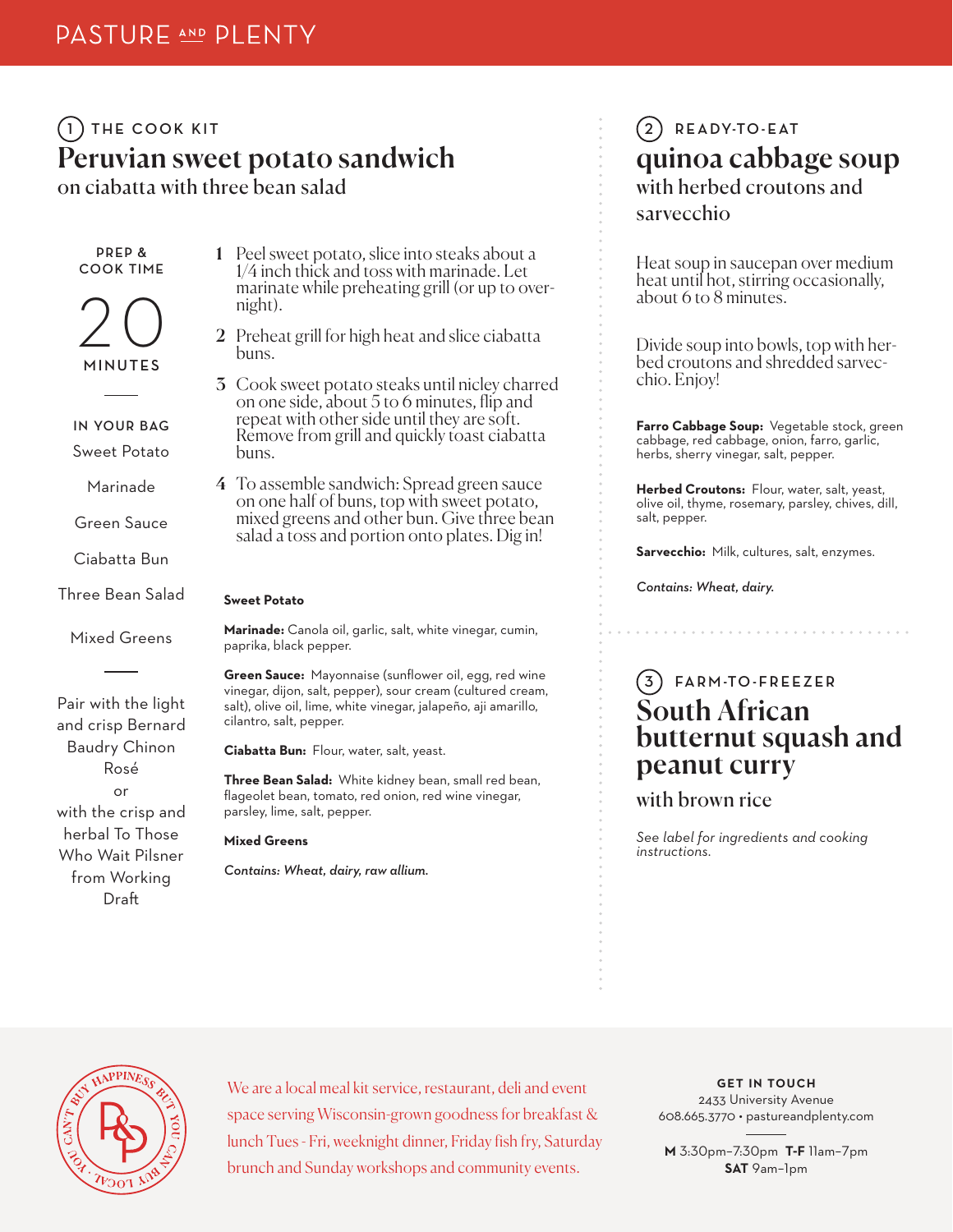PASTURE AND PLENTY

## 1 THE COOK KIT

# Peruvian sweet potato sandwich

### on ciabatta with three bean salad

**PREP & COOK TIME**

20

**MINUTES**

**IN YOUR BAG**

Sweet Potato

Marinade

Green Sauce

Ciabatta Bun

Three Bean Salad

Mixed Greens

Pair with the light and crisp Bernard Baudry Chinon Rosé or with the crisp and herbal To Those Who Wait Pilsner from Working Draft

1. Peel sweet potato, slice into steaks about a 1/4 inch thick and toss with marinade. Let marinate while preheating grill (or up to overnight).
2. Preheat grill for high heat and slice ciabatta buns.
3. Cook sweet potato steaks until nicley charred on one side, about 5 to 6 minutes, flip and repeat with other side until they are soft. Remove from grill and quickly toast ciabatta buns.
4. To assemble sandwich: Spread green sauce on one half of buns, top with sweet potato, mixed greens and other bun. Give three bean salad a toss and portion onto plates. Dig in!

**Sweet Potato**

**Marinade:** Canola oil, garlic, salt, white vinegar, cumin, paprika, black pepper.

**Green Sauce:** Mayonnaise (sunflower oil, egg, red wine vinegar, dijon, salt, pepper), sour cream (cultured cream, salt), olive oil, lime, white vinegar, jalapeño, aji amarillo, cilantro, salt, pepper.

**Ciabatta Bun:** Flour, water, salt, yeast.

**Three Bean Salad:** White kidney bean, small red bean, flageolet bean, tomato, red onion, red wine vinegar, parsley, lime, salt, pepper.

**Mixed Greens**

*Contains: Wheat, dairy, raw allium.*

## 2 READY-TO-EAT

# quinoa cabbage soup

### with herbed croutons and sarvecchio

Heat soup in saucepan over medium heat until hot, stirring occasionally, about 6 to 8 minutes.

Divide soup into bowls, top with herbed croutons and shredded sarvecchio. Enjoy!

**Farro Cabbage Soup:** Vegetable stock, green cabbage, red cabbage, onion, farro, garlic, herbs, sherry vinegar, salt, pepper.

**Herbed Croutons:** Flour, water, salt, yeast, olive oil, thyme, rosemary, parsley, chives, dill, salt, pepper.

**Sarvecchio:** Milk, cultures, salt, enzymes.

*Contains: Wheat, dairy.*

## 3 FARM-TO-FREEZER

# South African butternut squash and peanut curry

### with brown rice

*See label for ingredients and cooking instructions.*

---

YOU CAN'T BUY HAPPINESS BUT YOU CAN BUY LOCAL · P&P

We are a local meal kit service, restaurant, deli and event space serving Wisconsin-grown goodness for breakfast & lunch Tues - Fri, weeknight dinner, Friday fish fry, Saturday brunch and Sunday workshops and community events.

**GET IN TOUCH**

2433 University Avenue
608.665.3770 • pastureandplenty.com

**M** 3:30pm–7:30pm **T-F** 11am–7pm
**SAT** 9am–1pm